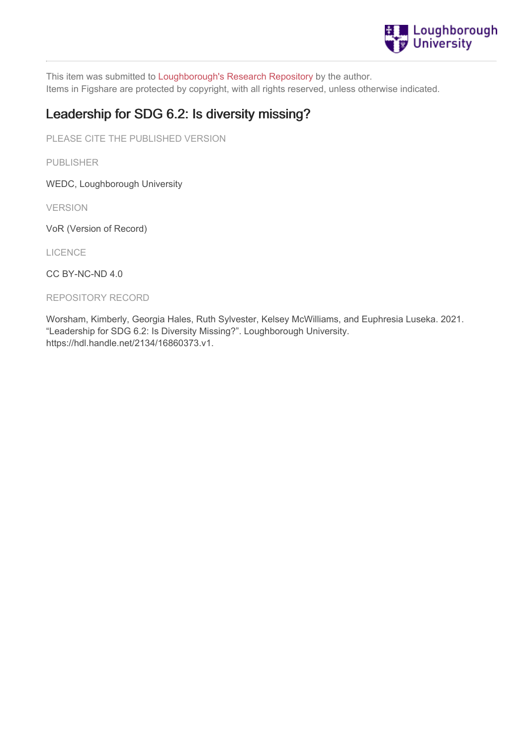This item was submitted to Loughborough's Research Repository by the author.
Items in Figshare are protected by copyright, with all rights reserved, unless otherwise indicated.

# Leadership for SDG 6.2: Is diversity missing?

PLEASE CITE THE PUBLISHED VERSION

PUBLISHER

WEDC, Loughborough University

VERSION

VoR (Version of Record)

LICENCE

CC BY-NC-ND 4.0

REPOSITORY RECORD

Worsham, Kimberly, Georgia Hales, Ruth Sylvester, Kelsey McWilliams, and Euphresia Luseka. 2021. “Leadership for SDG 6.2: Is Diversity Missing?”. Loughborough University. https://hdl.handle.net/2134/16860373.v1.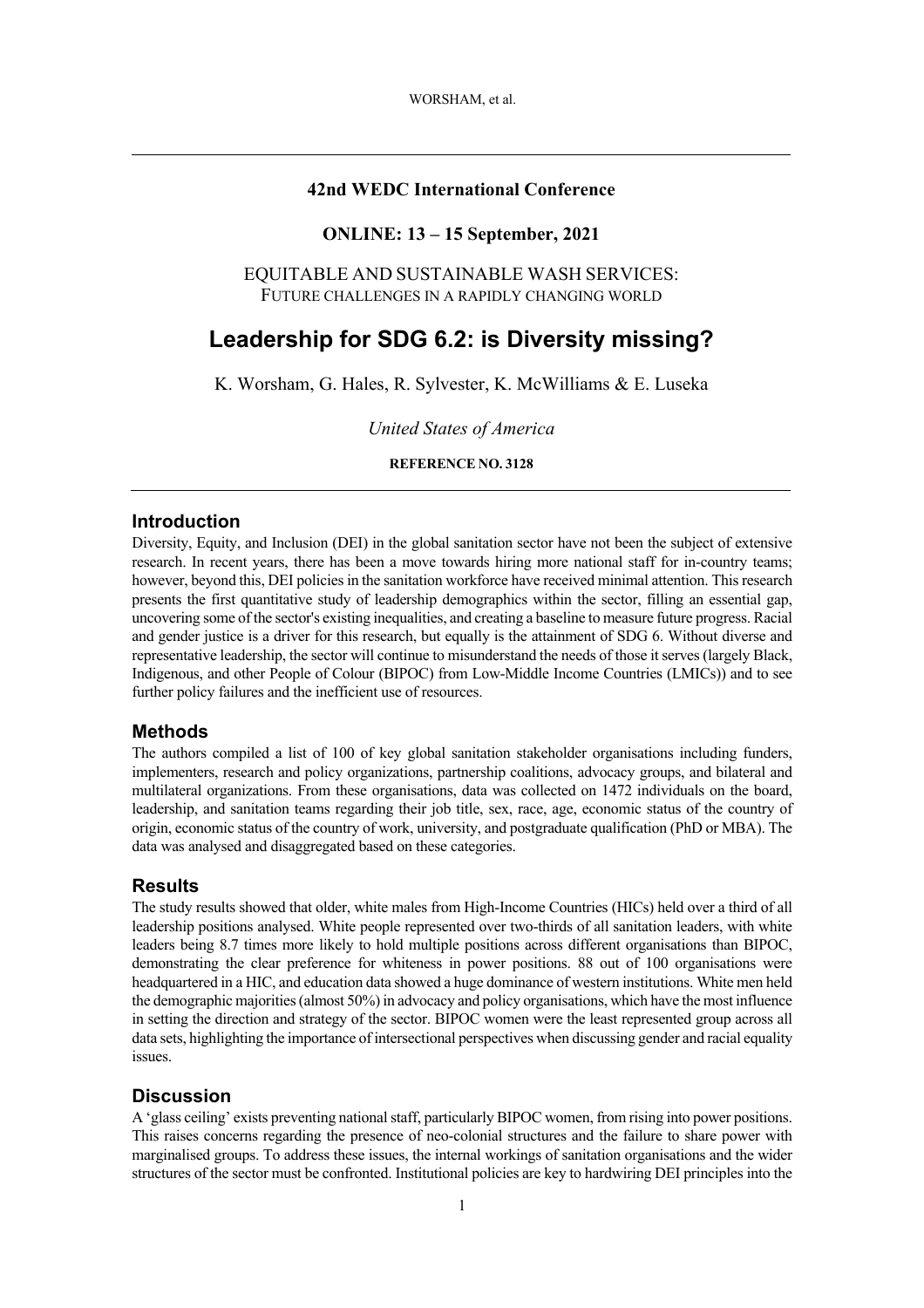# 42nd WEDC International Conference

**ONLINE: 13 – 15 September, 2021**

EQUITABLE AND SUSTAINABLE WASH SERVICES:
FUTURE CHALLENGES IN A RAPIDLY CHANGING WORLD

# Leadership for SDG 6.2: is Diversity missing?

K. Worsham, G. Hales, R. Sylvester, K. McWilliams & E. Luseka

*United States of America*

**REFERENCE NO. 3128**

## Introduction

Diversity, Equity, and Inclusion (DEI) in the global sanitation sector have not been the subject of extensive research. In recent years, there has been a move towards hiring more national staff for in-country teams; however, beyond this, DEI policies in the sanitation workforce have received minimal attention. This research presents the first quantitative study of leadership demographics within the sector, filling an essential gap, uncovering some of the sector's existing inequalities, and creating a baseline to measure future progress. Racial and gender justice is a driver for this research, but equally is the attainment of SDG 6. Without diverse and representative leadership, the sector will continue to misunderstand the needs of those it serves (largely Black, Indigenous, and other People of Colour (BIPOC) from Low-Middle Income Countries (LMICs)) and to see further policy failures and the inefficient use of resources.

## Methods

The authors compiled a list of 100 of key global sanitation stakeholder organisations including funders, implementers, research and policy organizations, partnership coalitions, advocacy groups, and bilateral and multilateral organizations. From these organisations, data was collected on 1472 individuals on the board, leadership, and sanitation teams regarding their job title, sex, race, age, economic status of the country of origin, economic status of the country of work, university, and postgraduate qualification (PhD or MBA). The data was analysed and disaggregated based on these categories.

## Results

The study results showed that older, white males from High-Income Countries (HICs) held over a third of all leadership positions analysed. White people represented over two-thirds of all sanitation leaders, with white leaders being 8.7 times more likely to hold multiple positions across different organisations than BIPOC, demonstrating the clear preference for whiteness in power positions. 88 out of 100 organisations were headquartered in a HIC, and education data showed a huge dominance of western institutions. White men held the demographic majorities (almost 50%) in advocacy and policy organisations, which have the most influence in setting the direction and strategy of the sector. BIPOC women were the least represented group across all data sets, highlighting the importance of intersectional perspectives when discussing gender and racial equality issues.

## Discussion

A 'glass ceiling' exists preventing national staff, particularly BIPOC women, from rising into power positions. This raises concerns regarding the presence of neo-colonial structures and the failure to share power with marginalised groups. To address these issues, the internal workings of sanitation organisations and the wider structures of the sector must be confronted. Institutional policies are key to hardwiring DEI principles into the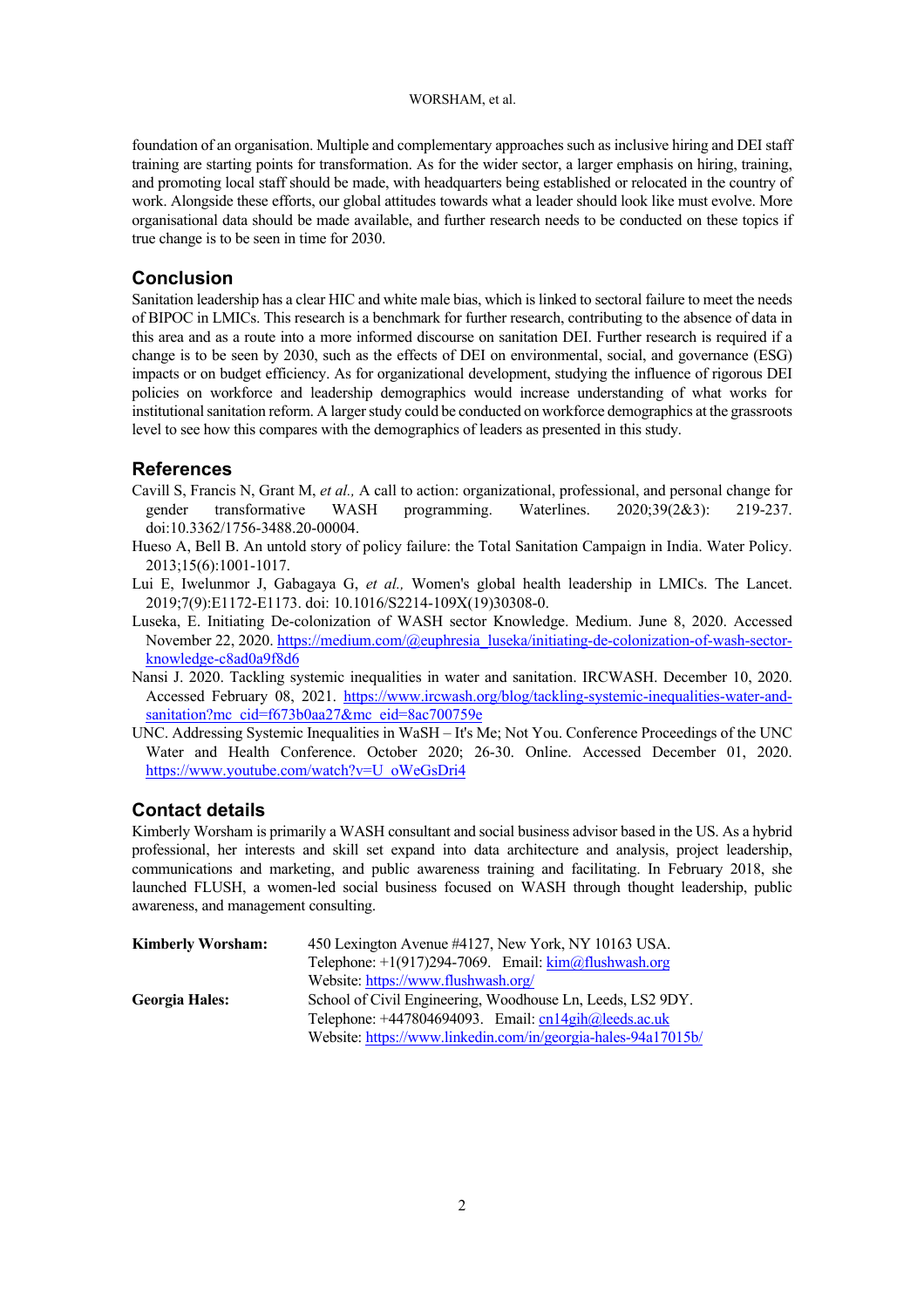foundation of an organisation. Multiple and complementary approaches such as inclusive hiring and DEI staff training are starting points for transformation. As for the wider sector, a larger emphasis on hiring, training, and promoting local staff should be made, with headquarters being established or relocated in the country of work. Alongside these efforts, our global attitudes towards what a leader should look like must evolve. More organisational data should be made available, and further research needs to be conducted on these topics if true change is to be seen in time for 2030.

## Conclusion

Sanitation leadership has a clear HIC and white male bias, which is linked to sectoral failure to meet the needs of BIPOC in LMICs. This research is a benchmark for further research, contributing to the absence of data in this area and as a route into a more informed discourse on sanitation DEI. Further research is required if a change is to be seen by 2030, such as the effects of DEI on environmental, social, and governance (ESG) impacts or on budget efficiency. As for organizational development, studying the influence of rigorous DEI policies on workforce and leadership demographics would increase understanding of what works for institutional sanitation reform. A larger study could be conducted on workforce demographics at the grassroots level to see how this compares with the demographics of leaders as presented in this study.

## References

Cavill S, Francis N, Grant M, *et al.,* A call to action: organizational, professional, and personal change for gender transformative WASH programming. Waterlines. 2020;39(2&3): 219-237. doi:10.3362/1756-3488.20-00004.

Hueso A, Bell B. An untold story of policy failure: the Total Sanitation Campaign in India. Water Policy. 2013;15(6):1001-1017.

Lui E, Iwelunmor J, Gabagaya G, *et al.,* Women's global health leadership in LMICs. The Lancet. 2019;7(9):E1172-E1173. doi: 10.1016/S2214-109X(19)30308-0.

Luseka, E. Initiating De-colonization of WASH sector Knowledge. Medium. June 8, 2020. Accessed November 22, 2020. https://medium.com/@euphresia_luseka/initiating-de-colonization-of-wash-sector-knowledge-c8ad0a9f8d6

Nansi J. 2020. Tackling systemic inequalities in water and sanitation. IRCWASH. December 10, 2020. Accessed February 08, 2021. https://www.ircwash.org/blog/tackling-systemic-inequalities-water-and-sanitation?mc_cid=f673b0aa27&mc_eid=8ac700759e

UNC. Addressing Systemic Inequalities in WaSH – It's Me; Not You. Conference Proceedings of the UNC Water and Health Conference. October 2020; 26-30. Online. Accessed December 01, 2020. https://www.youtube.com/watch?v=U_oWeGsDri4

## Contact details

Kimberly Worsham is primarily a WASH consultant and social business advisor based in the US. As a hybrid professional, her interests and skill set expand into data architecture and analysis, project leadership, communications and marketing, and public awareness training and facilitating. In February 2018, she launched FLUSH, a women-led social business focused on WASH through thought leadership, public awareness, and management consulting.

| | |
|---|---|
| **Kimberly Worsham:** | 450 Lexington Avenue #4127, New York, NY 10163 USA.<br>Telephone: +1(917)294-7069. Email: kim@flushwash.org<br>Website: https://www.flushwash.org/ |
| **Georgia Hales:** | School of Civil Engineering, Woodhouse Ln, Leeds, LS2 9DY.<br>Telephone: +447804694093. Email: cn14gih@leeds.ac.uk<br>Website: https://www.linkedin.com/in/georgia-hales-94a17015b/ |